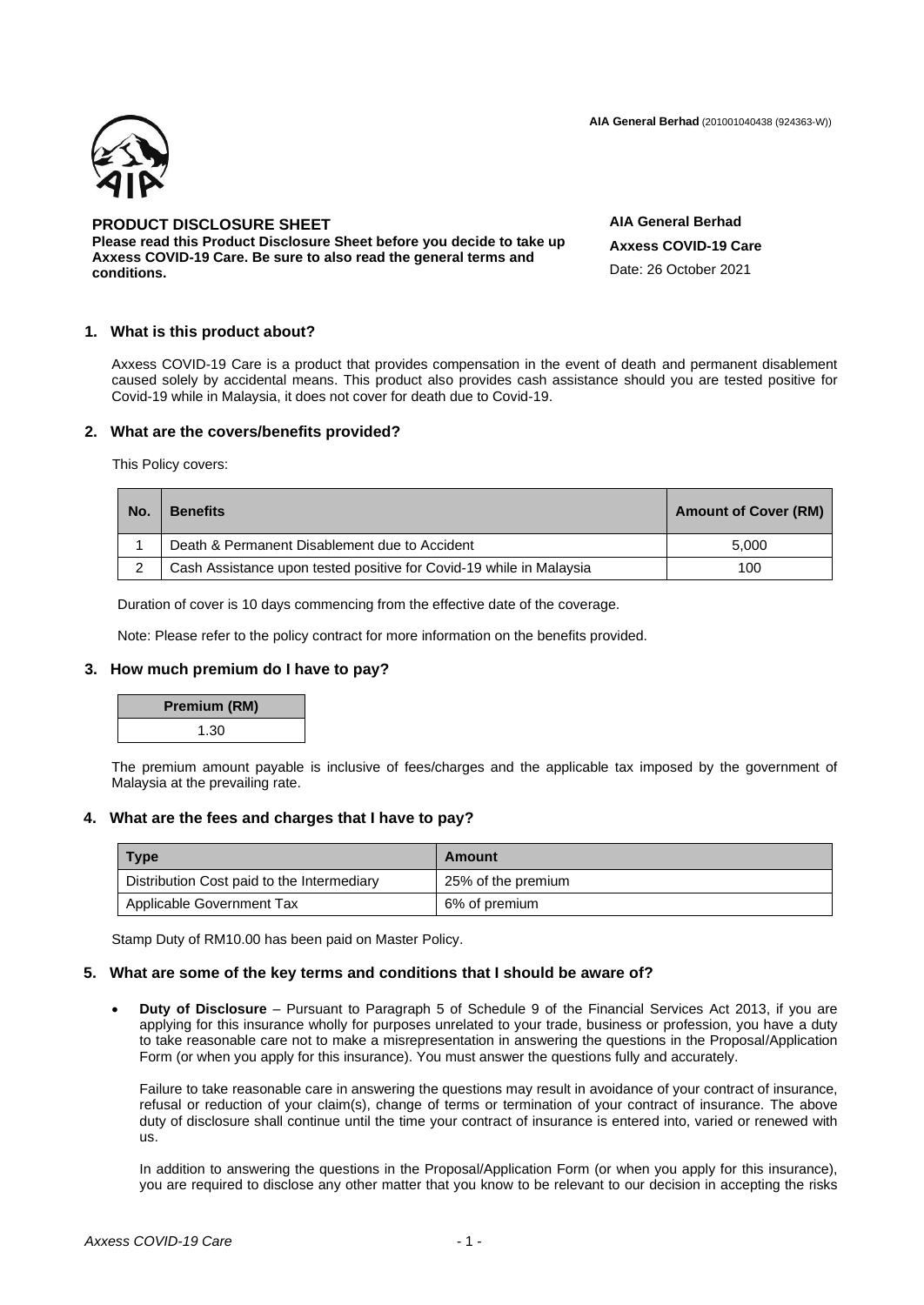AIA General Berhad (201001040438 (924363-W))

**PRODUCT DISCLOSURE SHEET**
**Please read this Product Disclosure Sheet before you decide to take up Axxess COVID-19 Care. Be sure to also read the general terms and conditions.**

**AIA General Berhad**
**Axxess COVID-19 Care**
Date: 26 October 2021

## 1. What is this product about?

Axxess COVID-19 Care is a product that provides compensation in the event of death and permanent disablement caused solely by accidental means. This product also provides cash assistance should you are tested positive for Covid-19 while in Malaysia, it does not cover for death due to Covid-19.

## 2. What are the covers/benefits provided?

This Policy covers:

| No. | Benefits | Amount of Cover (RM) |
|---|---|---|
| 1 | Death & Permanent Disablement due to Accident | 5,000 |
| 2 | Cash Assistance upon tested positive for Covid-19 while in Malaysia | 100 |

Duration of cover is 10 days commencing from the effective date of the coverage.

Note: Please refer to the policy contract for more information on the benefits provided.

## 3. How much premium do I have to pay?

| Premium (RM) |
|---|
| 1.30 |

The premium amount payable is inclusive of fees/charges and the applicable tax imposed by the government of Malaysia at the prevailing rate.

## 4. What are the fees and charges that I have to pay?

| Type | Amount |
|---|---|
| Distribution Cost paid to the Intermediary | 25% of the premium |
| Applicable Government Tax | 6% of premium |

Stamp Duty of RM10.00 has been paid on Master Policy.

## 5. What are some of the key terms and conditions that I should be aware of?

- **Duty of Disclosure** – Pursuant to Paragraph 5 of Schedule 9 of the Financial Services Act 2013, if you are applying for this insurance wholly for purposes unrelated to your trade, business or profession, you have a duty to take reasonable care not to make a misrepresentation in answering the questions in the Proposal/Application Form (or when you apply for this insurance). You must answer the questions fully and accurately.

  Failure to take reasonable care in answering the questions may result in avoidance of your contract of insurance, refusal or reduction of your claim(s), change of terms or termination of your contract of insurance. The above duty of disclosure shall continue until the time your contract of insurance is entered into, varied or renewed with us.

  In addition to answering the questions in the Proposal/Application Form (or when you apply for this insurance), you are required to disclose any other matter that you know to be relevant to our decision in accepting the risks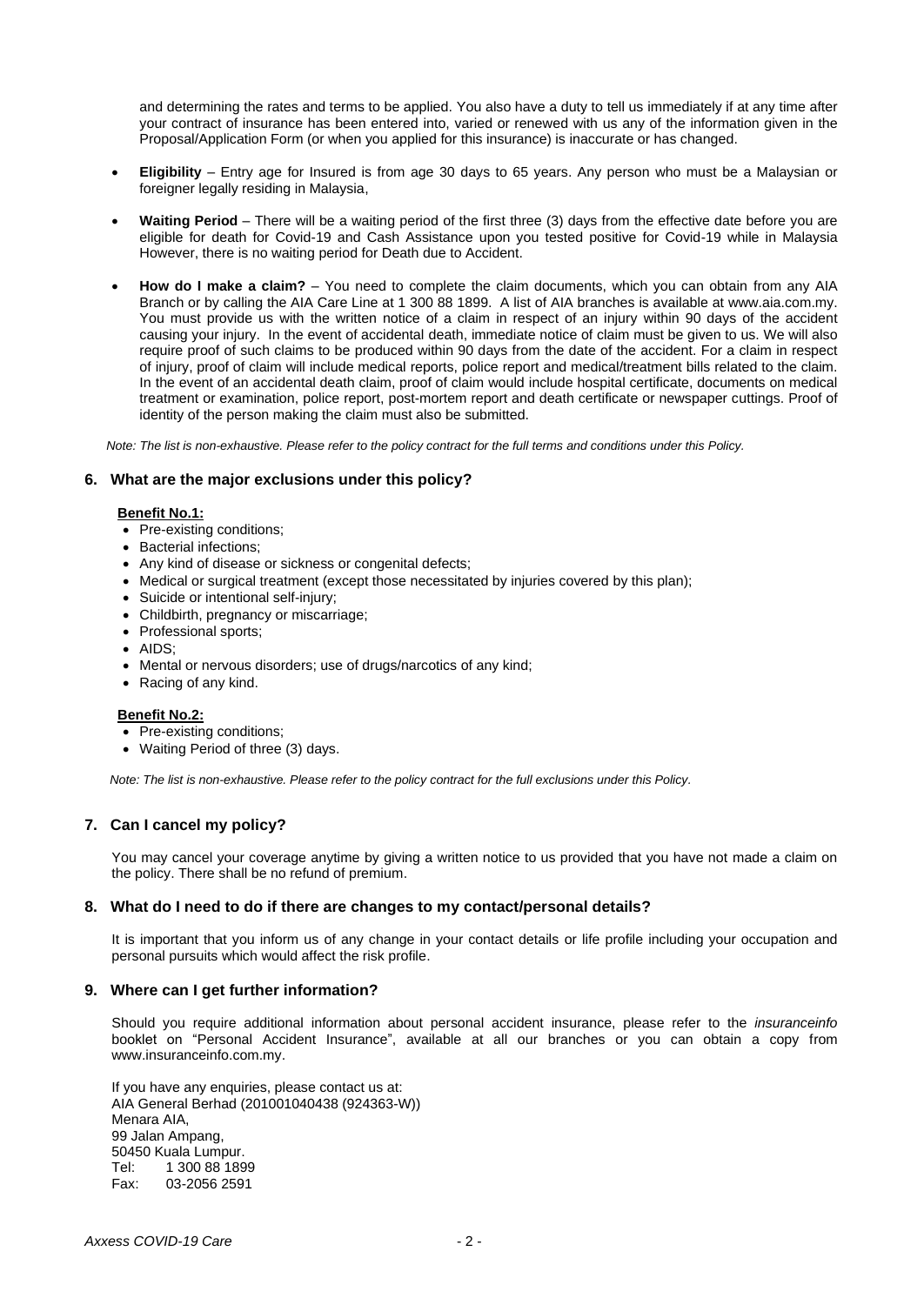and determining the rates and terms to be applied. You also have a duty to tell us immediately if at any time after your contract of insurance has been entered into, varied or renewed with us any of the information given in the Proposal/Application Form (or when you applied for this insurance) is inaccurate or has changed.

- **Eligibility** – Entry age for Insured is from age 30 days to 65 years. Any person who must be a Malaysian or foreigner legally residing in Malaysia,
- **Waiting Period** – There will be a waiting period of the first three (3) days from the effective date before you are eligible for death for Covid-19 and Cash Assistance upon you tested positive for Covid-19 while in Malaysia However, there is no waiting period for Death due to Accident.
- **How do I make a claim?** – You need to complete the claim documents, which you can obtain from any AIA Branch or by calling the AIA Care Line at 1 300 88 1899. A list of AIA branches is available at www.aia.com.my. You must provide us with the written notice of a claim in respect of an injury within 90 days of the accident causing your injury. In the event of accidental death, immediate notice of claim must be given to us. We will also require proof of such claims to be produced within 90 days from the date of the accident. For a claim in respect of injury, proof of claim will include medical reports, police report and medical/treatment bills related to the claim. In the event of an accidental death claim, proof of claim would include hospital certificate, documents on medical treatment or examination, police report, post-mortem report and death certificate or newspaper cuttings. Proof of identity of the person making the claim must also be submitted.

*Note: The list is non-exhaustive. Please refer to the policy contract for the full terms and conditions under this Policy.*

## 6. What are the major exclusions under this policy?

**Benefit No.1:**

- Pre-existing conditions;
- Bacterial infections;
- Any kind of disease or sickness or congenital defects;
- Medical or surgical treatment (except those necessitated by injuries covered by this plan);
- Suicide or intentional self-injury;
- Childbirth, pregnancy or miscarriage;
- Professional sports;
- AIDS;
- Mental or nervous disorders; use of drugs/narcotics of any kind;
- Racing of any kind.

**Benefit No.2:**

- Pre-existing conditions;
- Waiting Period of three (3) days.

*Note: The list is non-exhaustive. Please refer to the policy contract for the full exclusions under this Policy.*

## 7. Can I cancel my policy?

You may cancel your coverage anytime by giving a written notice to us provided that you have not made a claim on the policy. There shall be no refund of premium.

## 8. What do I need to do if there are changes to my contact/personal details?

It is important that you inform us of any change in your contact details or life profile including your occupation and personal pursuits which would affect the risk profile.

## 9. Where can I get further information?

Should you require additional information about personal accident insurance, please refer to the *insuranceinfo* booklet on "Personal Accident Insurance", available at all our branches or you can obtain a copy from www.insuranceinfo.com.my.

If you have any enquiries, please contact us at:
AIA General Berhad (201001040438 (924363-W))
Menara AIA,
99 Jalan Ampang,
50450 Kuala Lumpur.
Tel: 1 300 88 1899
Fax: 03-2056 2591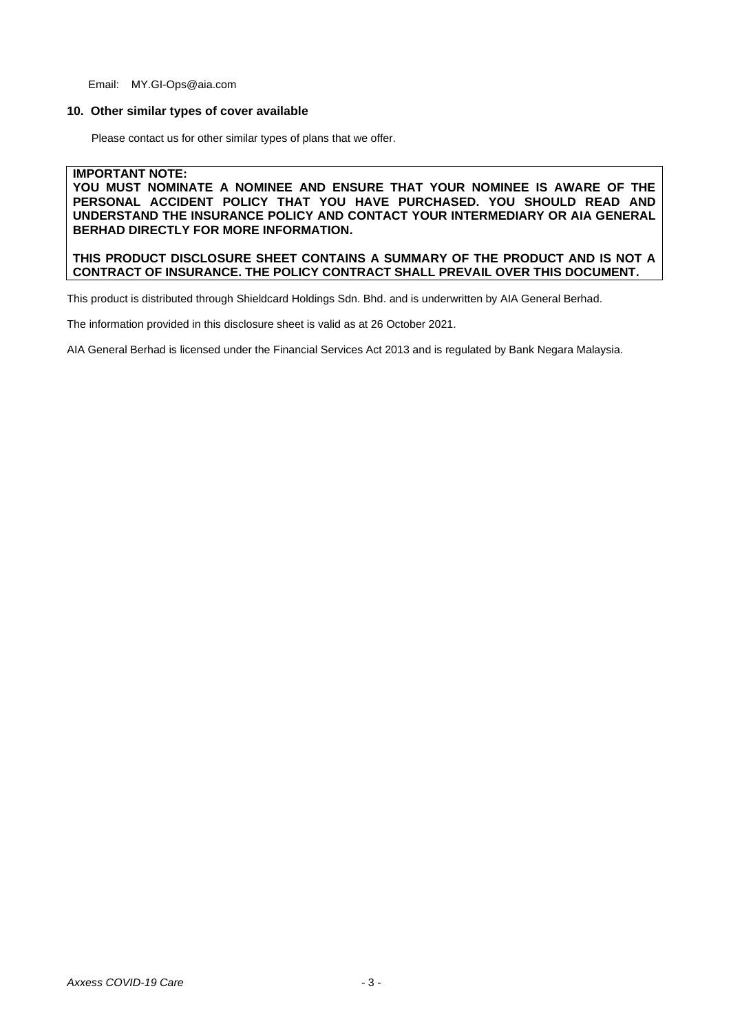Email: MY.GI-Ops@aia.com

**10. Other similar types of cover available**

Please contact us for other similar types of plans that we offer.

**IMPORTANT NOTE:**
**YOU MUST NOMINATE A NOMINEE AND ENSURE THAT YOUR NOMINEE IS AWARE OF THE PERSONAL ACCIDENT POLICY THAT YOU HAVE PURCHASED. YOU SHOULD READ AND UNDERSTAND THE INSURANCE POLICY AND CONTACT YOUR INTERMEDIARY OR AIA GENERAL BERHAD DIRECTLY FOR MORE INFORMATION.**

**THIS PRODUCT DISCLOSURE SHEET CONTAINS A SUMMARY OF THE PRODUCT AND IS NOT A CONTRACT OF INSURANCE. THE POLICY CONTRACT SHALL PREVAIL OVER THIS DOCUMENT.**

This product is distributed through Shieldcard Holdings Sdn. Bhd. and is underwritten by AIA General Berhad.

The information provided in this disclosure sheet is valid as at 26 October 2021.

AIA General Berhad is licensed under the Financial Services Act 2013 and is regulated by Bank Negara Malaysia.